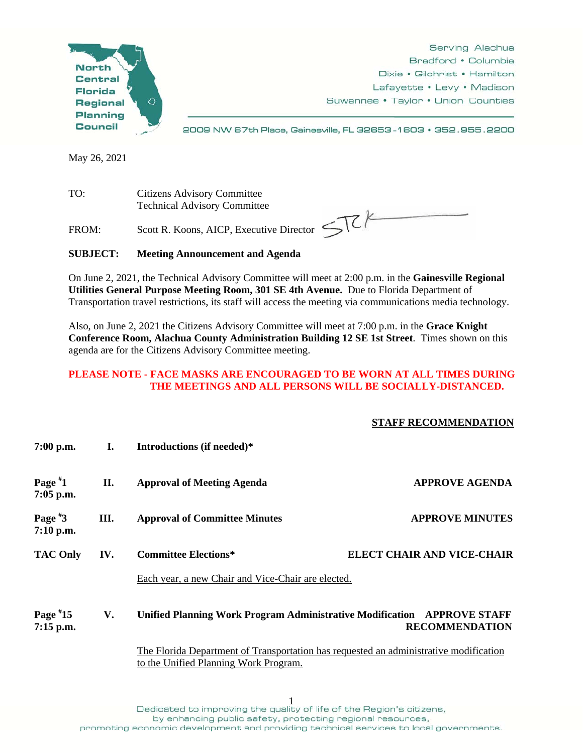**North Central Florida Regional Planning Council**

Serving Alachua
Bradford • Columbia
Dixie • Gilchrist • Hamilton
Lafayette • Levy • Madison
Suwannee • Taylor • Union Counties

2009 NW 67th Place, Gainesville, FL 32653-1603 • 352.955.2200

May 26, 2021

TO: Citizens Advisory Committee
Technical Advisory Committee

FROM: Scott R. Koons, AICP, Executive Director

**SUBJECT: Meeting Announcement and Agenda**

On June 2, 2021, the Technical Advisory Committee will meet at 2:00 p.m. in the **Gainesville Regional Utilities General Purpose Meeting Room, 301 SE 4th Avenue.** Due to Florida Department of Transportation travel restrictions, its staff will access the meeting via communications media technology.

Also, on June 2, 2021 the Citizens Advisory Committee will meet at 7:00 p.m. in the **Grace Knight Conference Room, Alachua County Administration Building 12 SE 1st Street**. Times shown on this agenda are for the Citizens Advisory Committee meeting.

**PLEASE NOTE - FACE MASKS ARE ENCOURAGED TO BE WORN AT ALL TIMES DURING THE MEETINGS AND ALL PERSONS WILL BE SOCIALLY-DISTANCED.**

| | | | **STAFF RECOMMENDATION** |
|---|---|---|---|
| **7:00 p.m.** | **I.** | **Introductions (if needed)*** | |
| **Page #1 7:05 p.m.** | **II.** | **Approval of Meeting Agenda** | **APPROVE AGENDA** |
| **Page #3 7:10 p.m.** | **III.** | **Approval of Committee Minutes** | **APPROVE MINUTES** |
| **TAC Only** | **IV.** | **Committee Elections***<br>Each year, a new Chair and Vice-Chair are elected. | **ELECT CHAIR AND VICE-CHAIR** |
| **Page #15 7:15 p.m.** | **V.** | **Unified Planning Work Program Administrative Modification**<br>The Florida Department of Transportation has requested an administrative modification to the Unified Planning Work Program. | **APPROVE STAFF RECOMMENDATION** |

Dedicated to improving the quality of life of the Region's citizens,
by enhancing public safety, protecting regional resources,
promoting economic development and providing technical services to local governments.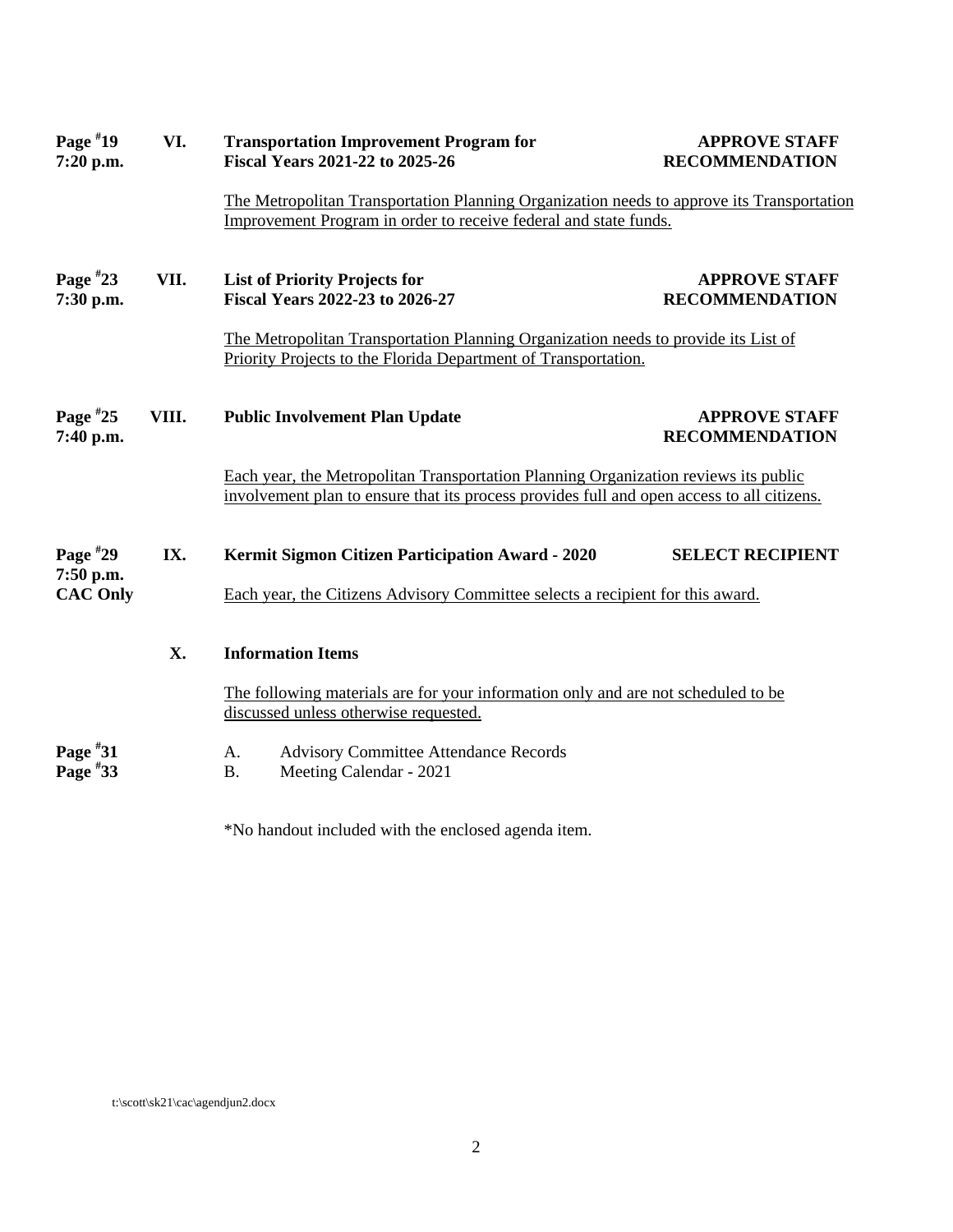| | | | |
|---|---|---|---|
| **Page #19**<br>**7:20 p.m.** | **VI.** | **Transportation Improvement Program for Fiscal Years 2021-22 to 2025-26**<br><br>The Metropolitan Transportation Planning Organization needs to approve its Transportation Improvement Program in order to receive federal and state funds. | **APPROVE STAFF RECOMMENDATION** |
| **Page #23**<br>**7:30 p.m.** | **VII.** | **List of Priority Projects for Fiscal Years 2022-23 to 2026-27**<br><br>The Metropolitan Transportation Planning Organization needs to provide its List of Priority Projects to the Florida Department of Transportation. | **APPROVE STAFF RECOMMENDATION** |
| **Page #25**<br>**7:40 p.m.** | **VIII.** | **Public Involvement Plan Update**<br><br>Each year, the Metropolitan Transportation Planning Organization reviews its public involvement plan to ensure that its process provides full and open access to all citizens. | **APPROVE STAFF RECOMMENDATION** |
| **Page #29**<br>**7:50 p.m.**<br>**CAC Only** | **IX.** | **Kermit Sigmon Citizen Participation Award - 2020**<br><br>Each year, the Citizens Advisory Committee selects a recipient for this award. | **SELECT RECIPIENT** |
| | **X.** | **Information Items**<br><br>The following materials are for your information only and are not scheduled to be discussed unless otherwise requested. | |
| **Page #31** | | A. Advisory Committee Attendance Records | |
| **Page #33** | | B. Meeting Calendar - 2021 | |

*No handout included with the enclosed agenda item.

t:\scott\sk21\cac\agendjun2.docx